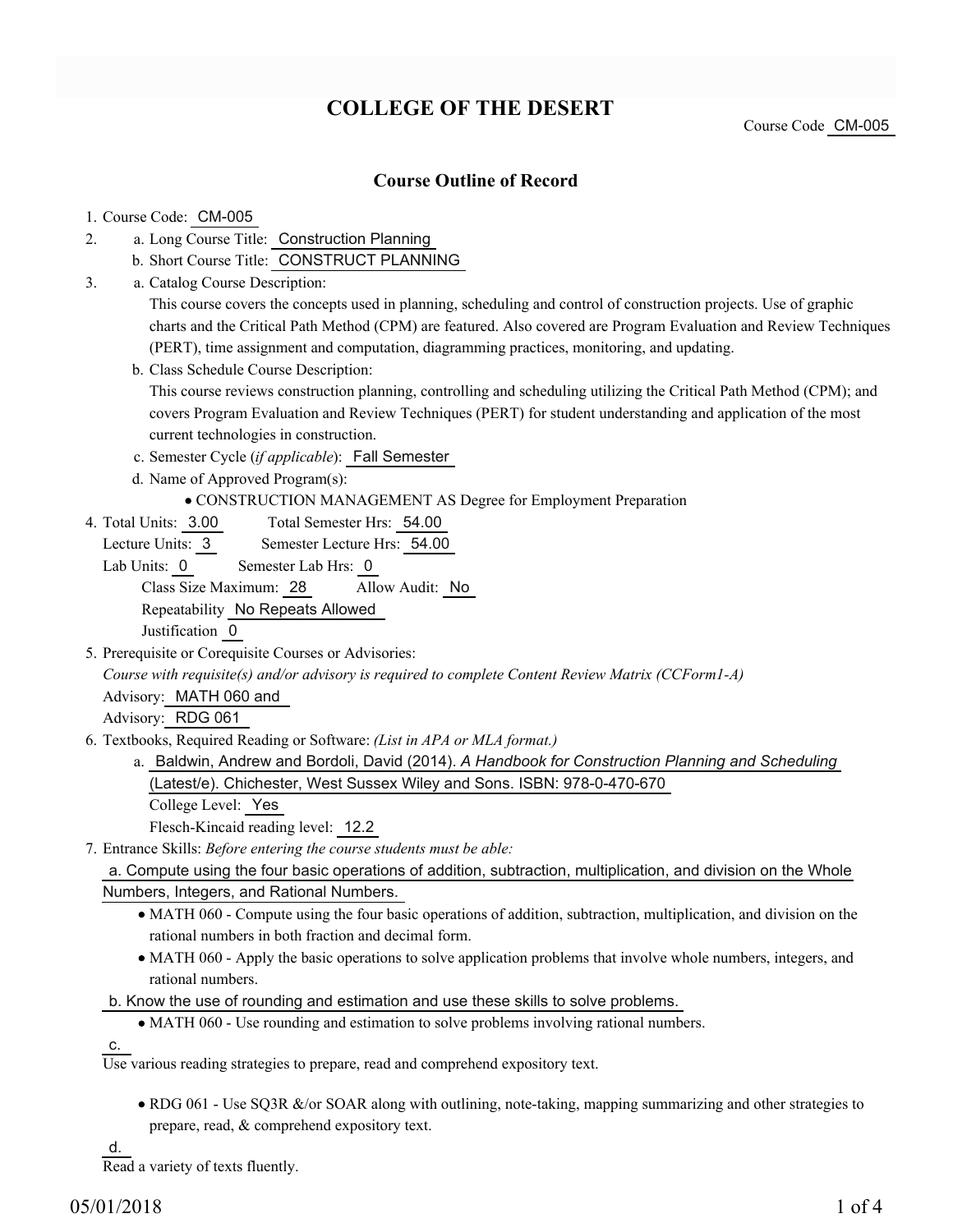# COLLEGE OF THE DESERT

Course Code CM-005

## Course Outline of Record

1. Course Code: CM-005
2. a. Long Course Title: Construction Planning
   b. Short Course Title: CONSTRUCT PLANNING
3. a. Catalog Course Description:
   This course covers the concepts used in planning, scheduling and control of construction projects. Use of graphic charts and the Critical Path Method (CPM) are featured. Also covered are Program Evaluation and Review Techniques (PERT), time assignment and computation, diagramming practices, monitoring, and updating.
   b. Class Schedule Course Description:
   This course reviews construction planning, controlling and scheduling utilizing the Critical Path Method (CPM); and covers Program Evaluation and Review Techniques (PERT) for student understanding and application of the most current technologies in construction.
   c. Semester Cycle (*if applicable*): Fall Semester
   d. Name of Approved Program(s):
      - CONSTRUCTION MANAGEMENT AS Degree for Employment Preparation
4. Total Units: 3.00 Total Semester Hrs: 54.00
   Lecture Units: 3 Semester Lecture Hrs: 54.00
   Lab Units: 0 Semester Lab Hrs: 0
   Class Size Maximum: 28 Allow Audit: No
   Repeatability No Repeats Allowed
   Justification 0
5. Prerequisite or Corequisite Courses or Advisories:
   *Course with requisite(s) and/or advisory is required to complete Content Review Matrix (CCForm1-A)*
   Advisory: MATH 060 and
   Advisory: RDG 061
6. Textbooks, Required Reading or Software: *(List in APA or MLA format.)*
   a. Baldwin, Andrew and Bordoli, David (2014). *A Handbook for Construction Planning and Scheduling* (Latest/e). Chichester, West Sussex Wiley and Sons. ISBN: 978-0-470-670
   College Level: Yes
   Flesch-Kincaid reading level: 12.2
7. Entrance Skills: *Before entering the course students must be able:*

   a. Compute using the four basic operations of addition, subtraction, multiplication, and division on the Whole Numbers, Integers, and Rational Numbers.
   - MATH 060 - Compute using the four basic operations of addition, subtraction, multiplication, and division on the rational numbers in both fraction and decimal form.
   - MATH 060 - Apply the basic operations to solve application problems that involve whole numbers, integers, and rational numbers.

   b. Know the use of rounding and estimation and use these skills to solve problems.
   - MATH 060 - Use rounding and estimation to solve problems involving rational numbers.

   c.
   Use various reading strategies to prepare, read and comprehend expository text.
   - RDG 061 - Use SQ3R &/or SOAR along with outlining, note-taking, mapping summarizing and other strategies to prepare, read, & comprehend expository text.

   d.
   Read a variety of texts fluently.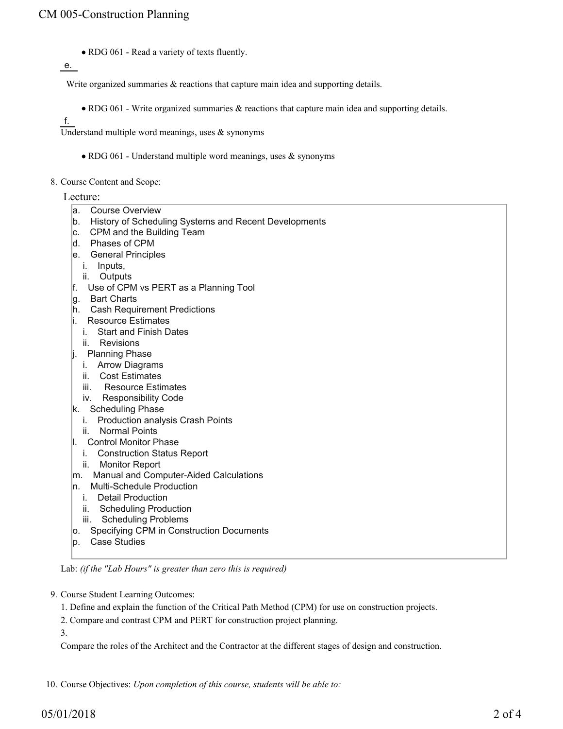- RDG 061 - Read a variety of texts fluently.

e.

Write organized summaries & reactions that capture main idea and supporting details.

- RDG 061 - Write organized summaries & reactions that capture main idea and supporting details.

f.

Understand multiple word meanings, uses & synonyms

- RDG 061 - Understand multiple word meanings, uses & synonyms

8. Course Content and Scope:

Lecture:

a. Course Overview
b. History of Scheduling Systems and Recent Developments
c. CPM and the Building Team
d. Phases of CPM
e. General Principles
   i. Inputs,
   ii. Outputs
f. Use of CPM vs PERT as a Planning Tool
g. Bart Charts
h. Cash Requirement Predictions
i. Resource Estimates
   i. Start and Finish Dates
   ii. Revisions
j. Planning Phase
   i. Arrow Diagrams
   ii. Cost Estimates
   iii. Resource Estimates
   iv. Responsibility Code
k. Scheduling Phase
   i. Production analysis Crash Points
   ii. Normal Points
l. Control Monitor Phase
   i. Construction Status Report
   ii. Monitor Report
m. Manual and Computer-Aided Calculations
n. Multi-Schedule Production
   i. Detail Production
   ii. Scheduling Production
   iii. Scheduling Problems
o. Specifying CPM in Construction Documents
p. Case Studies

Lab: *(if the "Lab Hours" is greater than zero this is required)*

9. Course Student Learning Outcomes:

1. Define and explain the function of the Critical Path Method (CPM) for use on construction projects.
2. Compare and contrast CPM and PERT for construction project planning.
3. Compare the roles of the Architect and the Contractor at the different stages of design and construction.

10. Course Objectives: *Upon completion of this course, students will be able to:*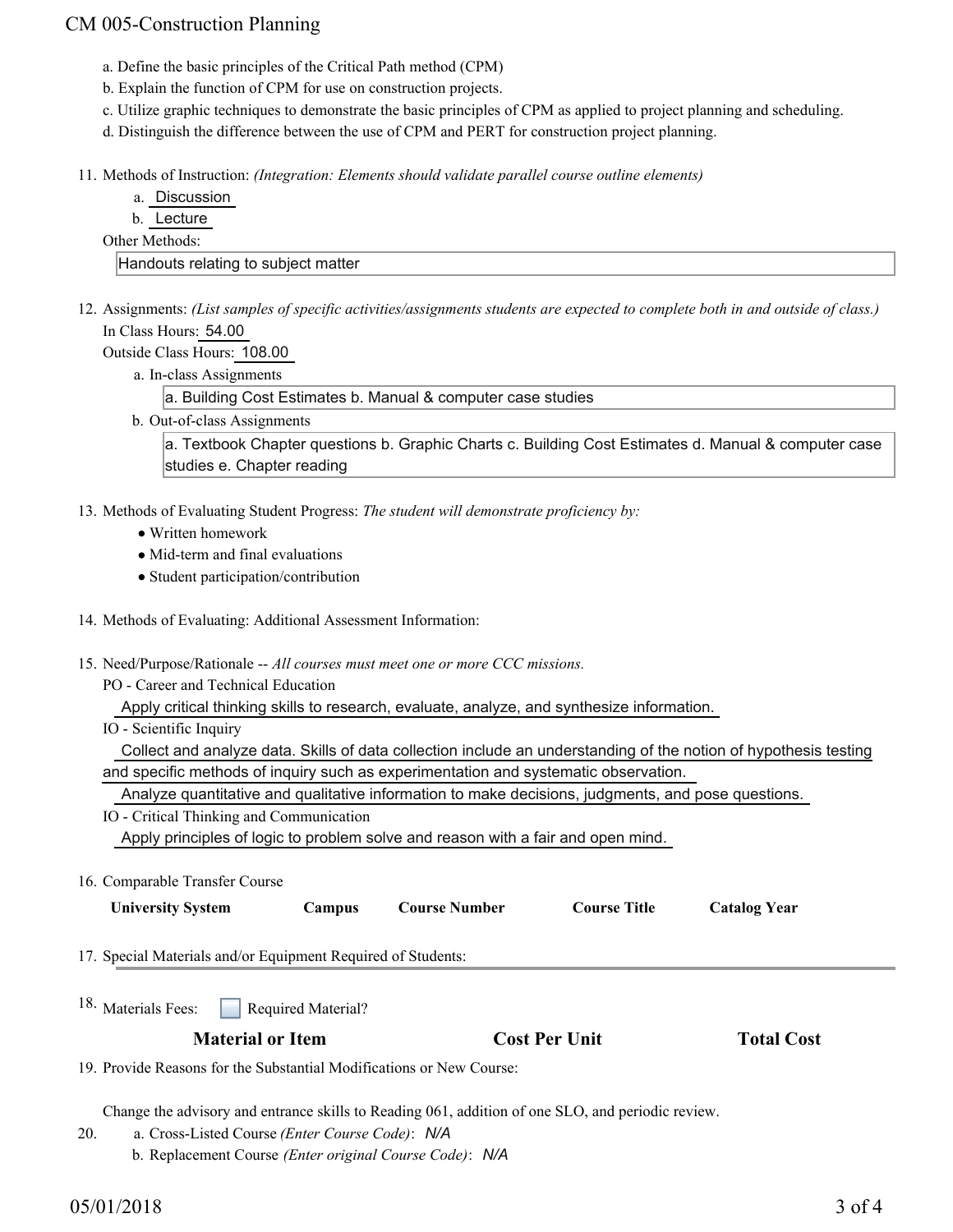a. Define the basic principles of the Critical Path method (CPM)
b. Explain the function of CPM for use on construction projects.
c. Utilize graphic techniques to demonstrate the basic principles of CPM as applied to project planning and scheduling.
d. Distinguish the difference between the use of CPM and PERT for construction project planning.

11. Methods of Instruction: *(Integration: Elements should validate parallel course outline elements)*
    a. Discussion
    b. Lecture

    Other Methods:

    Handouts relating to subject matter

12. Assignments: *(List samples of specific activities/assignments students are expected to complete both in and outside of class.)*

    In Class Hours: 54.00

    Outside Class Hours: 108.00

    a. In-class Assignments

       a. Building Cost Estimates b. Manual & computer case studies

    b. Out-of-class Assignments

       a. Textbook Chapter questions b. Graphic Charts c. Building Cost Estimates d. Manual & computer case studies e. Chapter reading

13. Methods of Evaluating Student Progress: *The student will demonstrate proficiency by:*
    - Written homework
    - Mid-term and final evaluations
    - Student participation/contribution

14. Methods of Evaluating: Additional Assessment Information:

15. Need/Purpose/Rationale -- *All courses must meet one or more CCC missions.*

    PO - Career and Technical Education

    Apply critical thinking skills to research, evaluate, analyze, and synthesize information.

    IO - Scientific Inquiry

    Collect and analyze data. Skills of data collection include an understanding of the notion of hypothesis testing and specific methods of inquiry such as experimentation and systematic observation.

    Analyze quantitative and qualitative information to make decisions, judgments, and pose questions.

    IO - Critical Thinking and Communication

    Apply principles of logic to problem solve and reason with a fair and open mind.

16. Comparable Transfer Course

| University System | Campus | Course Number | Course Title | Catalog Year |
|---|---|---|---|---|

17. Special Materials and/or Equipment Required of Students:

18. Materials Fees: ☐ Required Material?

| Material or Item | Cost Per Unit | Total Cost |
|---|---|---|

19. Provide Reasons for the Substantial Modifications or New Course:

    Change the advisory and entrance skills to Reading 061, addition of one SLO, and periodic review.

20. a. Cross-Listed Course *(Enter Course Code)*: *N/A*
    b. Replacement Course *(Enter original Course Code)*: *N/A*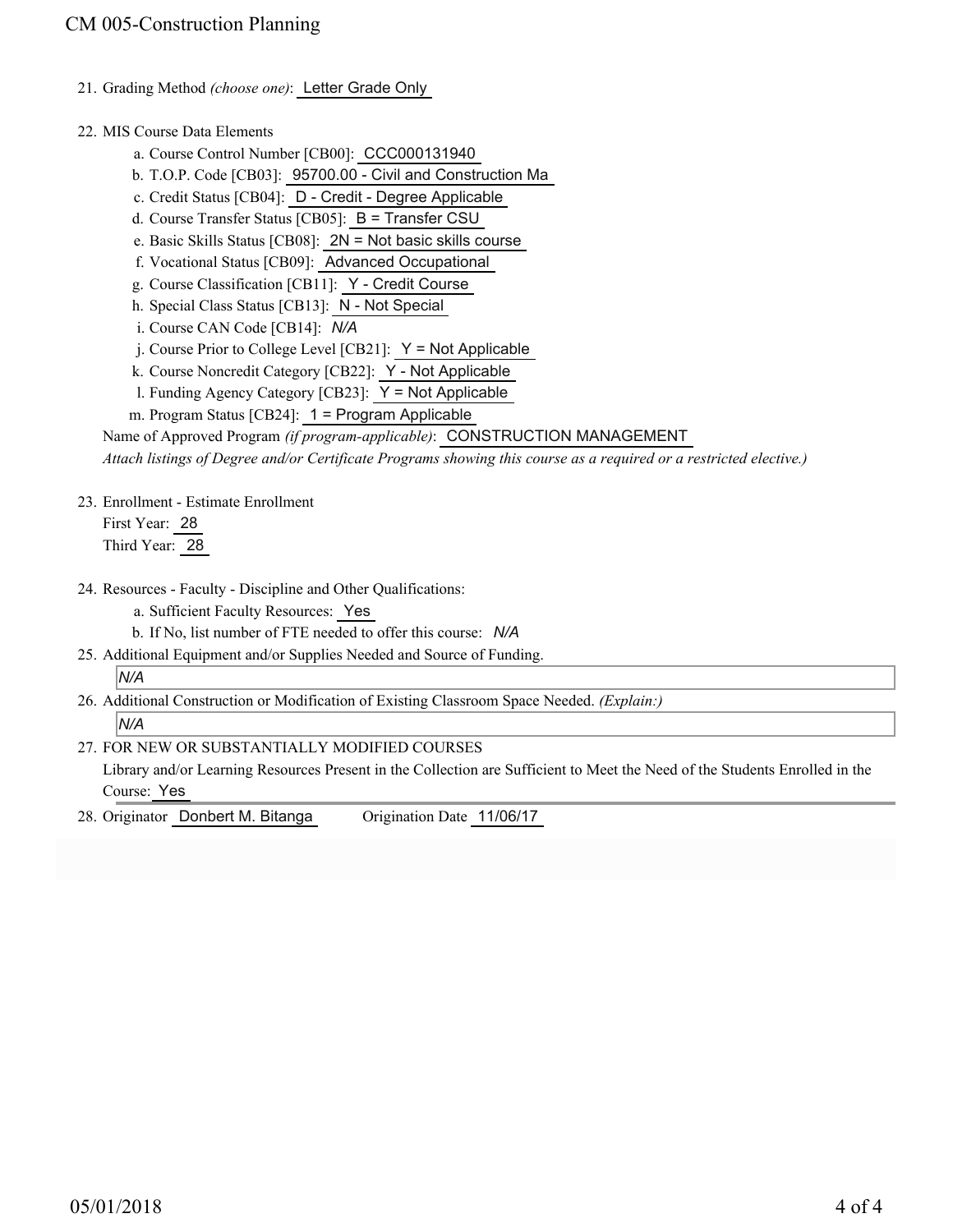21. Grading Method *(choose one)*: Letter Grade Only

22. MIS Course Data Elements
    a. Course Control Number [CB00]: CCC000131940
    b. T.O.P. Code [CB03]: 95700.00 - Civil and Construction Ma
    c. Credit Status [CB04]: D - Credit - Degree Applicable
    d. Course Transfer Status [CB05]: B = Transfer CSU
    e. Basic Skills Status [CB08]: 2N = Not basic skills course
    f. Vocational Status [CB09]: Advanced Occupational
    g. Course Classification [CB11]: Y - Credit Course
    h. Special Class Status [CB13]: N - Not Special
    i. Course CAN Code [CB14]: *N/A*
    j. Course Prior to College Level [CB21]: Y = Not Applicable
    k. Course Noncredit Category [CB22]: Y - Not Applicable
    l. Funding Agency Category [CB23]: Y = Not Applicable
    m. Program Status [CB24]: 1 = Program Applicable

    Name of Approved Program *(if program-applicable)*: CONSTRUCTION MANAGEMENT

    *Attach listings of Degree and/or Certificate Programs showing this course as a required or a restricted elective.)*

23. Enrollment - Estimate Enrollment
    First Year: 28
    Third Year: 28

24. Resources - Faculty - Discipline and Other Qualifications:
    a. Sufficient Faculty Resources: Yes
    b. If No, list number of FTE needed to offer this course: *N/A*

25. Additional Equipment and/or Supplies Needed and Source of Funding.
    *N/A*

26. Additional Construction or Modification of Existing Classroom Space Needed. *(Explain:)*
    *N/A*

27. FOR NEW OR SUBSTANTIALLY MODIFIED COURSES
    Library and/or Learning Resources Present in the Collection are Sufficient to Meet the Need of the Students Enrolled in the Course: Yes

28. Originator Donbert M. Bitanga Origination Date 11/06/17